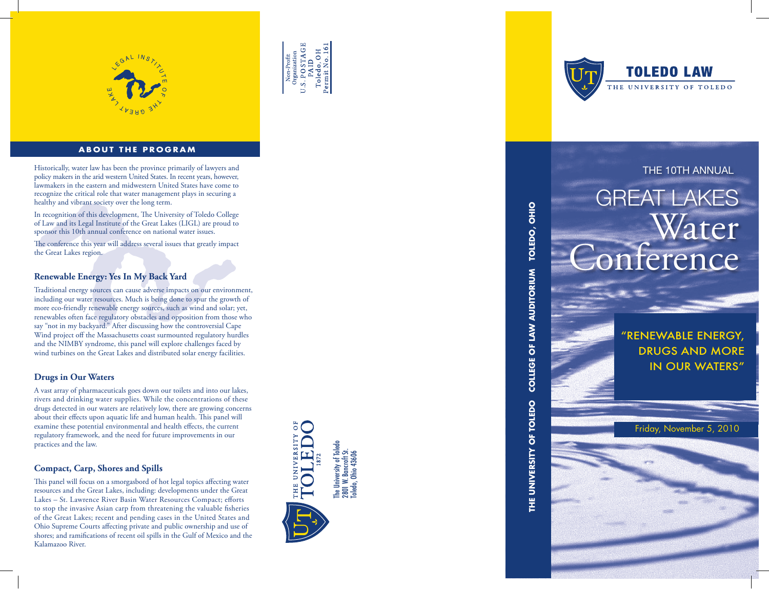LEGAL INSTITUTE OF THE GREAT LAKES

## ABOUT THE PROGRAM

Historically, water law has been the province primarily of lawyers and policy makers in the arid western United States. In recent years, however, lawmakers in the eastern and midwestern United States have come to recognize the critical role that water management plays in securing a healthy and vibrant society over the long term.

In recognition of this development, The University of Toledo College of Law and its Legal Institute of the Great Lakes (LIGL) are proud to sponsor this 10th annual conference on national water issues.

The conference this year will address several issues that greatly impact the Great Lakes region.

### Renewable Energy: Yes In My Back Yard

Traditional energy sources can cause adverse impacts on our environment, including our water resources. Much is being done to spur the growth of more eco-friendly renewable energy sources, such as wind and solar; yet, renewables often face regulatory obstacles and opposition from those who say "not in my backyard." After discussing how the controversial Cape Wind project off the Massachusetts coast surmounted regulatory hurdles and the NIMBY syndrome, this panel will explore challenges faced by wind turbines on the Great Lakes and distributed solar energy facilities.

### Drugs in Our Waters

A vast array of pharmaceuticals goes down our toilets and into our lakes, rivers and drinking water supplies. While the concentrations of these drugs detected in our waters are relatively low, there are growing concerns about their effects upon aquatic life and human health. This panel will examine these potential environmental and health effects, the current regulatory framework, and the need for future improvements in our practices and the law.

### Compact, Carp, Shores and Spills

This panel will focus on a smorgasbord of hot legal topics affecting water resources and the Great Lakes, including: developments under the Great Lakes – St. Lawrence River Basin Water Resources Compact; efforts to stop the invasive Asian carp from threatening the valuable fisheries of the Great Lakes; recent and pending cases in the United States and Ohio Supreme Courts affecting private and public ownership and use of shores; and ramifications of recent oil spills in the Gulf of Mexico and the Kalamazoo River.

Non-Profit Organization
U.S. POSTAGE PAID
Toledo, OH
Permit No. 161

THE UNIVERSITY OF TOLEDO 1872

The University of Toledo
2801 W. Bancroft St.
Toledo, Ohio 43606

TOLEDO LAW
THE UNIVERSITY OF TOLEDO

THE UNIVERSITY OF TOLEDO COLLEGE OF LAW AUDITORIUM TOLEDO, OHIO

# THE 10TH ANNUAL GREAT LAKES Water Conference

"RENEWABLE ENERGY, DRUGS AND MORE IN OUR WATERS"

Friday, November 5, 2010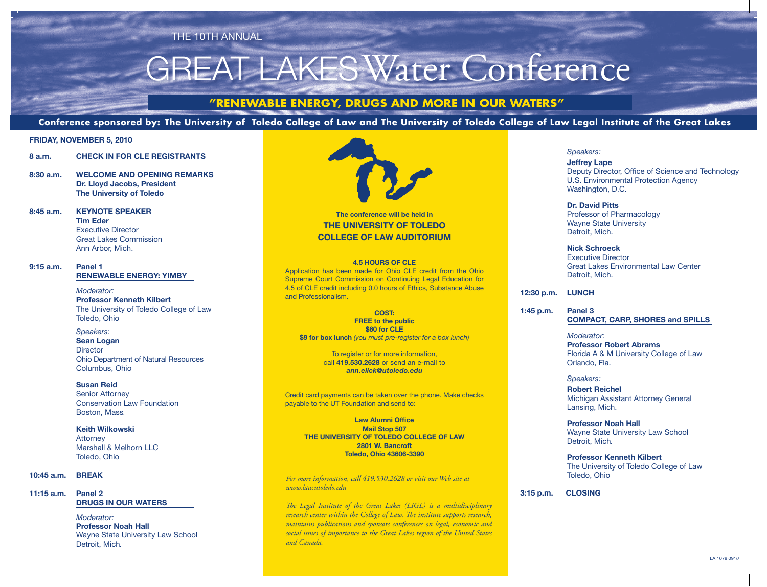THE 10TH ANNUAL

# GREAT LAKES Water Conference

## "RENEWABLE ENERGY, DRUGS AND MORE IN OUR WATERS"

**Conference sponsored by: The University of Toledo College of Law and The University of Toledo College of Law Legal Institute of the Great Lakes**

**FRIDAY, NOVEMBER 5, 2010**

**8 a.m.** **CHECK IN FOR CLE REGISTRANTS**

**8:30 a.m.** **WELCOME AND OPENING REMARKS**
**Dr. Lloyd Jacobs, President**
**The University of Toledo**

**8:45 a.m.** **KEYNOTE SPEAKER**
**Tim Eder**
Executive Director
Great Lakes Commission
Ann Arbor, Mich.

**9:15 a.m.** **Panel 1**
**RENEWABLE ENERGY: YIMBY**

*Moderator:*
**Professor Kenneth Kilbert**
The University of Toledo College of Law
Toledo, Ohio

*Speakers:*
**Sean Logan**
Director
Ohio Department of Natural Resources
Columbus, Ohio

**Susan Reid**
Senior Attorney
Conservation Law Foundation
Boston, Mass.

**Keith Wilkowski**
Attorney
Marshall & Melhorn LLC
Toledo, Ohio

**10:45 a.m.** **BREAK**

**11:15 a.m.** **Panel 2**
**DRUGS IN OUR WATERS**

*Moderator:*
**Professor Noah Hall**
Wayne State University Law School
Detroit, Mich.

*Speakers:*
**Jeffrey Lape**
Deputy Director, Office of Science and Technology
U.S. Environmental Protection Agency
Washington, D.C.

**Dr. David Pitts**
Professor of Pharmacology
Wayne State University
Detroit, Mich.

**Nick Schroeck**
Executive Director
Great Lakes Environmental Law Center
Detroit, Mich.

**12:30 p.m.** **LUNCH**

**1:45 p.m.** **Panel 3**
**COMPACT, CARP, SHORES and SPILLS**

*Moderator:*
**Professor Robert Abrams**
Florida A & M University College of Law
Orlando, Fla.

*Speakers:*
**Robert Reichel**
Michigan Assistant Attorney General
Lansing, Mich.

**Professor Noah Hall**
Wayne State University Law School
Detroit, Mich.

**Professor Kenneth Kilbert**
The University of Toledo College of Law
Toledo, Ohio

**3:15 p.m.** **CLOSING**

---

**The conference will be held in**
**THE UNIVERSITY OF TOLEDO COLLEGE OF LAW AUDITORIUM**

**4.5 HOURS OF CLE**
Application has been made for Ohio CLE credit from the Ohio Supreme Court Commission on Continuing Legal Education for 4.5 of CLE credit including 0.0 hours of Ethics, Substance Abuse and Professionalism.

**COST:**
**FREE to the public**
**$60 for CLE**
**$9 for box lunch** *(you must pre-register for a box lunch)*

To register or for more information, call **419.530.2628** or send an e-mail to ***ann.elick@utoledo.edu***

Credit card payments can be taken over the phone. Make checks payable to the UT Foundation and send to:

**Law Alumni Office**
**Mail Stop 507**
**THE UNIVERSITY OF TOLEDO COLLEGE OF LAW**
**2801 W. Bancroft**
**Toledo, Ohio 43606-3390**

*For more information, call 419.530.2628 or visit our Web site at www.law.utoledo.edu*

*The Legal Institute of the Great Lakes (LIGL) is a multidisciplinary research center within the College of Law. The institute supports research, maintains publications and sponsors conferences on legal, economic and social issues of importance to the Great Lakes region of the United States and Canada.*

LA 1078 0910